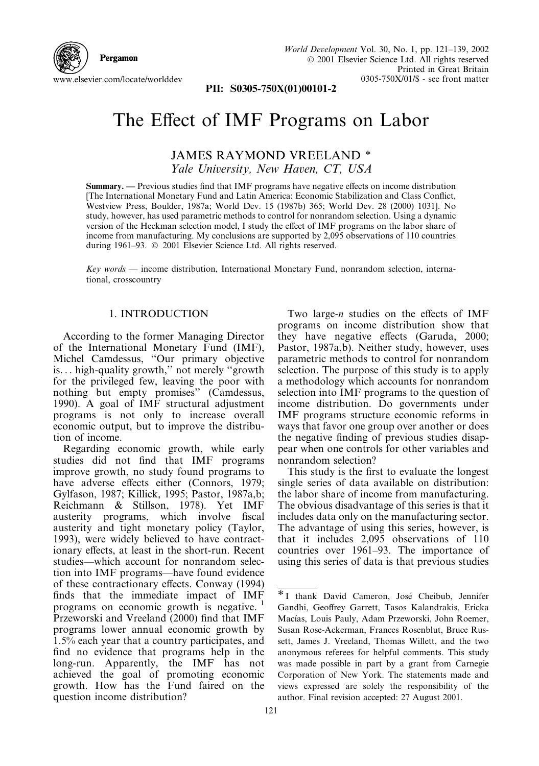# The Effect of IMF Programs on Labor

JAMES RAYMOND VREELAND *
*Yale University, New Haven, CT, USA*

**Summary.** — Previous studies find that IMF programs have negative effects on income distribution [The International Monetary Fund and Latin America: Economic Stabilization and Class Conflict, Westview Press, Boulder, 1987a; World Dev. 15 (1987b) 365; World Dev. 28 (2000) 1031]. No study, however, has used parametric methods to control for nonrandom selection. Using a dynamic version of the Heckman selection model, I study the effect of IMF programs on the labor share of income from manufacturing. My conclusions are supported by 2,095 observations of 110 countries during 1961–93. © 2001 Elsevier Science Ltd. All rights reserved.

*Key words* — income distribution, International Monetary Fund, nonrandom selection, international, crosscountry

## 1. INTRODUCTION

According to the former Managing Director of the International Monetary Fund (IMF), Michel Camdessus, "Our primary objective is… high-quality growth," not merely "growth for the privileged few, leaving the poor with nothing but empty promises" (Camdessus, 1990). A goal of IMF structural adjustment programs is not only to increase overall economic output, but to improve the distribution of income.

Regarding economic growth, while early studies did not find that IMF programs improve growth, no study found programs to have adverse effects either (Connors, 1979; Gylfason, 1987; Killick, 1995; Pastor, 1987a,b; Reichmann & Stillson, 1978). Yet IMF austerity programs, which involve fiscal austerity and tight monetary policy (Taylor, 1993), were widely believed to have contractionary effects, at least in the short-run. Recent studies—which account for nonrandom selection into IMF programs—have found evidence of these contractionary effects. Conway (1994) finds that the immediate impact of IMF programs on economic growth is negative. [1] Przeworski and Vreeland (2000) find that IMF programs lower annual economic growth by 1.5% each year that a country participates, and find no evidence that programs help in the long-run. Apparently, the IMF has not achieved the goal of promoting economic growth. How has the Fund faired on the question income distribution?

Two large-*n* studies on the effects of IMF programs on income distribution show that they have negative effects (Garuda, 2000; Pastor, 1987a,b). Neither study, however, uses parametric methods to control for nonrandom selection. The purpose of this study is to apply a methodology which accounts for nonrandom selection into IMF programs to the question of income distribution. Do governments under IMF programs structure economic reforms in ways that favor one group over another or does the negative finding of previous studies disappear when one controls for other variables and nonrandom selection?

This study is the first to evaluate the longest single series of data available on distribution: the labor share of income from manufacturing. The obvious disadvantage of this series is that it includes data only on the manufacturing sector. The advantage of using this series, however, is that it includes 2,095 observations of 110 countries over 1961–93. The importance of using this series of data is that previous studies

---

* I thank David Cameron, José Cheibub, Jennifer Gandhi, Geoffrey Garrett, Tasos Kalandrakis, Ericka Macías, Louis Pauly, Adam Przeworski, John Roemer, Susan Rose-Ackerman, Frances Rosenblut, Bruce Russett, James J. Vreeland, Thomas Willett, and the two anonymous referees for helpful comments. This study was made possible in part by a grant from Carnegie Corporation of New York. The statements made and views expressed are solely the responsibility of the author. Final revision accepted: 27 August 2001.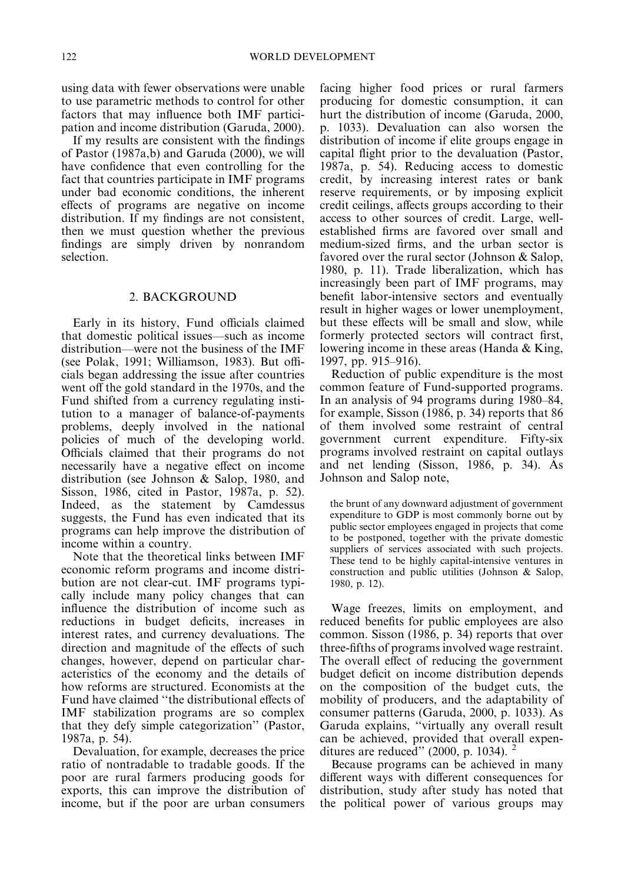using data with fewer observations were unable to use parametric methods to control for other factors that may influence both IMF participation and income distribution (Garuda, 2000).

If my results are consistent with the findings of Pastor (1987a,b) and Garuda (2000), we will have confidence that even controlling for the fact that countries participate in IMF programs under bad economic conditions, the inherent effects of programs are negative on income distribution. If my findings are not consistent, then we must question whether the previous findings are simply driven by nonrandom selection.

## 2. BACKGROUND

Early in its history, Fund officials claimed that domestic political issues—such as income distribution—were not the business of the IMF (see Polak, 1991; Williamson, 1983). But officials began addressing the issue after countries went off the gold standard in the 1970s, and the Fund shifted from a currency regulating institution to a manager of balance-of-payments problems, deeply involved in the national policies of much of the developing world. Officials claimed that their programs do not necessarily have a negative effect on income distribution (see Johnson & Salop, 1980, and Sisson, 1986, cited in Pastor, 1987a, p. 52). Indeed, as the statement by Camdessus suggests, the Fund has even indicated that its programs can help improve the distribution of income within a country.

Note that the theoretical links between IMF economic reform programs and income distribution are not clear-cut. IMF programs typically include many policy changes that can influence the distribution of income such as reductions in budget deficits, increases in interest rates, and currency devaluations. The direction and magnitude of the effects of such changes, however, depend on particular characteristics of the economy and the details of how reforms are structured. Economists at the Fund have claimed ''the distributional effects of IMF stabilization programs are so complex that they defy simple categorization'' (Pastor, 1987a, p. 54).

Devaluation, for example, decreases the price ratio of nontradable to tradable goods. If the poor are rural farmers producing goods for exports, this can improve the distribution of income, but if the poor are urban consumers facing higher food prices or rural farmers producing for domestic consumption, it can hurt the distribution of income (Garuda, 2000, p. 1033). Devaluation can also worsen the distribution of income if elite groups engage in capital flight prior to the devaluation (Pastor, 1987a, p. 54). Reducing access to domestic credit, by increasing interest rates or bank reserve requirements, or by imposing explicit credit ceilings, affects groups according to their access to other sources of credit. Large, well-established firms are favored over small and medium-sized firms, and the urban sector is favored over the rural sector (Johnson & Salop, 1980, p. 11). Trade liberalization, which has increasingly been part of IMF programs, may benefit labor-intensive sectors and eventually result in higher wages or lower unemployment, but these effects will be small and slow, while formerly protected sectors will contract first, lowering income in these areas (Handa & King, 1997, pp. 915–916).

Reduction of public expenditure is the most common feature of Fund-supported programs. In an analysis of 94 programs during 1980–84, for example, Sisson (1986, p. 34) reports that 86 of them involved some restraint of central government current expenditure. Fifty-six programs involved restraint on capital outlays and net lending (Sisson, 1986, p. 34). As Johnson and Salop note,

> the brunt of any downward adjustment of government expenditure to GDP is most commonly borne out by public sector employees engaged in projects that come to be postponed, together with the private domestic suppliers of services associated with such projects. These tend to be highly capital-intensive ventures in construction and public utilities (Johnson & Salop, 1980, p. 12).

Wage freezes, limits on employment, and reduced benefits for public employees are also common. Sisson (1986, p. 34) reports that over three-fifths of programs involved wage restraint. The overall effect of reducing the government budget deficit on income distribution depends on the composition of the budget cuts, the mobility of producers, and the adaptability of consumer patterns (Garuda, 2000, p. 1033). As Garuda explains, ''virtually any overall result can be achieved, provided that overall expenditures are reduced'' (2000, p. 1034). [2]

Because programs can be achieved in many different ways with different consequences for distribution, study after study has noted that the political power of various groups may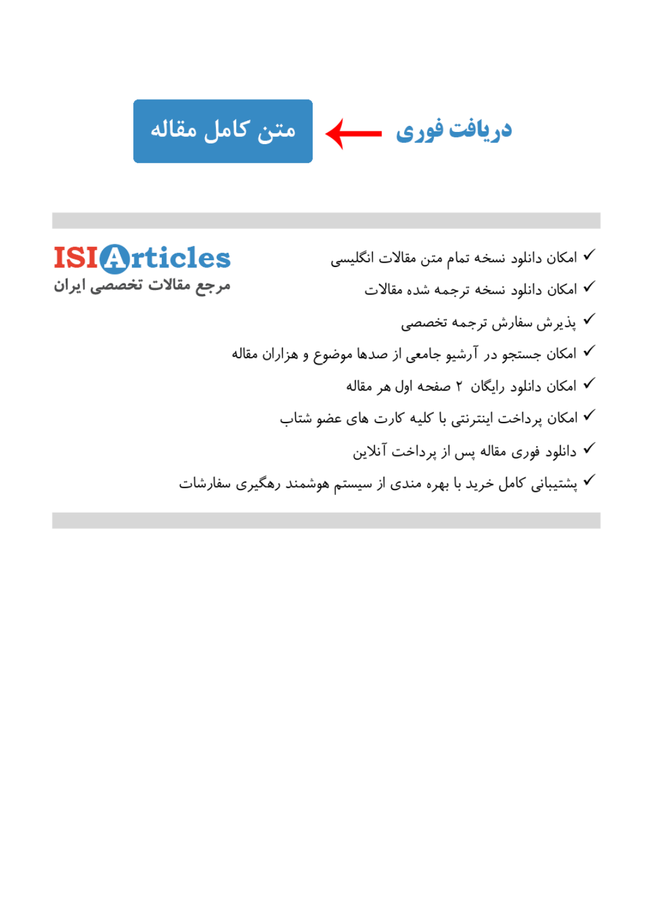دریافت فوری ← متن کامل مقاله

**ISIArticles**
مرجع مقالات تخصصی ایران

- ✓ امکان دانلود نسخه تمام متن مقالات انگلیسی
- ✓ امکان دانلود نسخه ترجمه شده مقالات
- ✓ پذیرش سفارش ترجمه تخصصی
- ✓ امکان جستجو در آرشیو جامعی از صدها موضوع و هزاران مقاله
- ✓ امکان دانلود رایگان ۲ صفحه اول هر مقاله
- ✓ امکان پرداخت اینترنتی با کلیه کارت های عضو شتاب
- ✓ دانلود فوری مقاله پس از پرداخت آنلاین
- ✓ پشتیبانی کامل خرید با بهره مندی از سیستم هوشمند رهگیری سفارشات